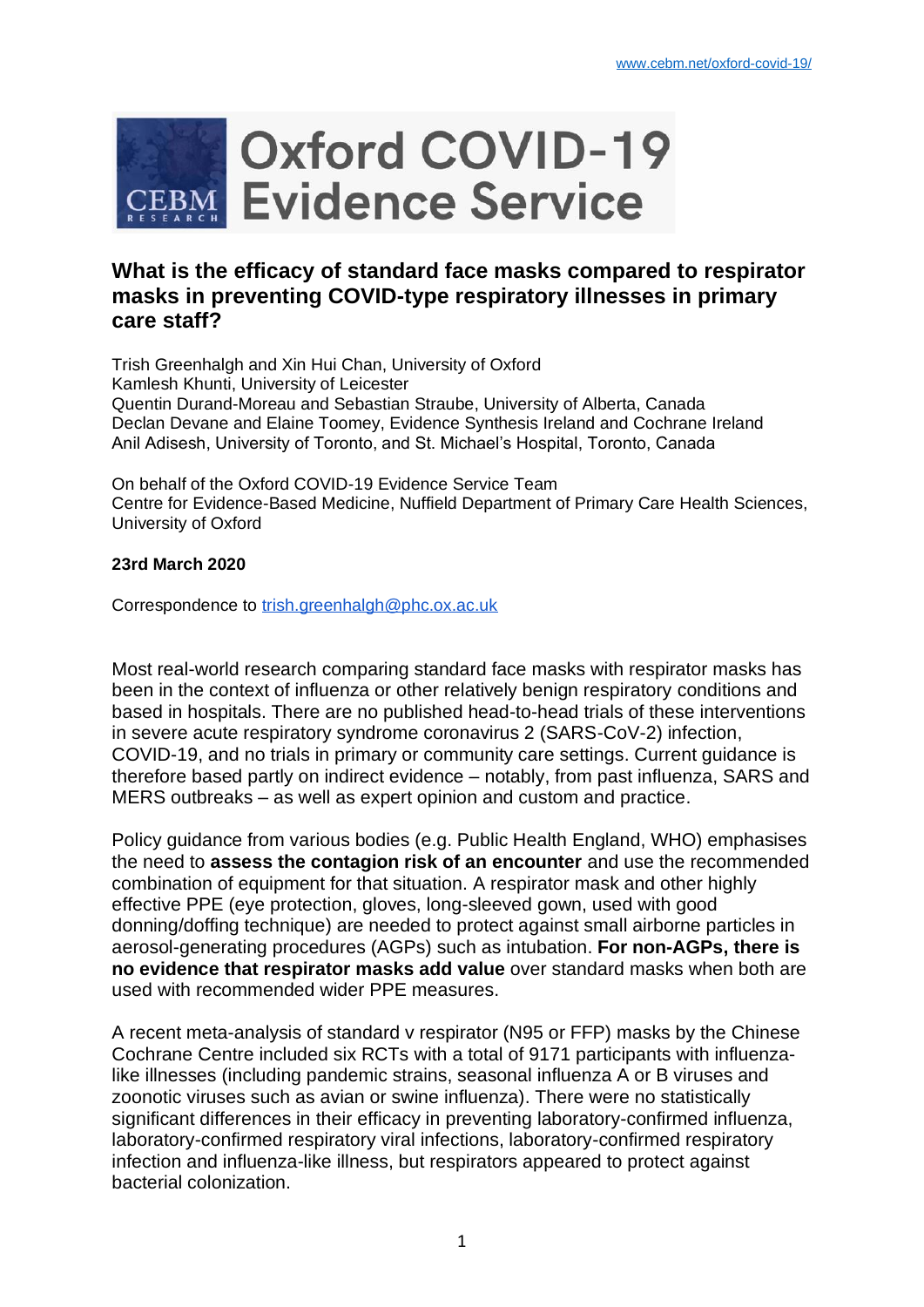# Oxford COVID-19 Evidence Service

## What is the efficacy of standard face masks compared to respirator masks in preventing COVID-type respiratory illnesses in primary care staff?

Trish Greenhalgh and Xin Hui Chan, University of Oxford
Kamlesh Khunti, University of Leicester
Quentin Durand-Moreau and Sebastian Straube, University of Alberta, Canada
Declan Devane and Elaine Toomey, Evidence Synthesis Ireland and Cochrane Ireland
Anil Adisesh, University of Toronto, and St. Michael's Hospital, Toronto, Canada

On behalf of the Oxford COVID-19 Evidence Service Team
Centre for Evidence-Based Medicine, Nuffield Department of Primary Care Health Sciences, University of Oxford

**23rd March 2020**

Correspondence to trish.greenhalgh@phc.ox.ac.uk

Most real-world research comparing standard face masks with respirator masks has been in the context of influenza or other relatively benign respiratory conditions and based in hospitals. There are no published head-to-head trials of these interventions in severe acute respiratory syndrome coronavirus 2 (SARS-CoV-2) infection, COVID-19, and no trials in primary or community care settings. Current guidance is therefore based partly on indirect evidence – notably, from past influenza, SARS and MERS outbreaks – as well as expert opinion and custom and practice.

Policy guidance from various bodies (e.g. Public Health England, WHO) emphasises the need to **assess the contagion risk of an encounter** and use the recommended combination of equipment for that situation. A respirator mask and other highly effective PPE (eye protection, gloves, long-sleeved gown, used with good donning/doffing technique) are needed to protect against small airborne particles in aerosol-generating procedures (AGPs) such as intubation. **For non-AGPs, there is no evidence that respirator masks add value** over standard masks when both are used with recommended wider PPE measures.

A recent meta-analysis of standard v respirator (N95 or FFP) masks by the Chinese Cochrane Centre included six RCTs with a total of 9171 participants with influenza-like illnesses (including pandemic strains, seasonal influenza A or B viruses and zoonotic viruses such as avian or swine influenza). There were no statistically significant differences in their efficacy in preventing laboratory-confirmed influenza, laboratory-confirmed respiratory viral infections, laboratory-confirmed respiratory infection and influenza-like illness, but respirators appeared to protect against bacterial colonization.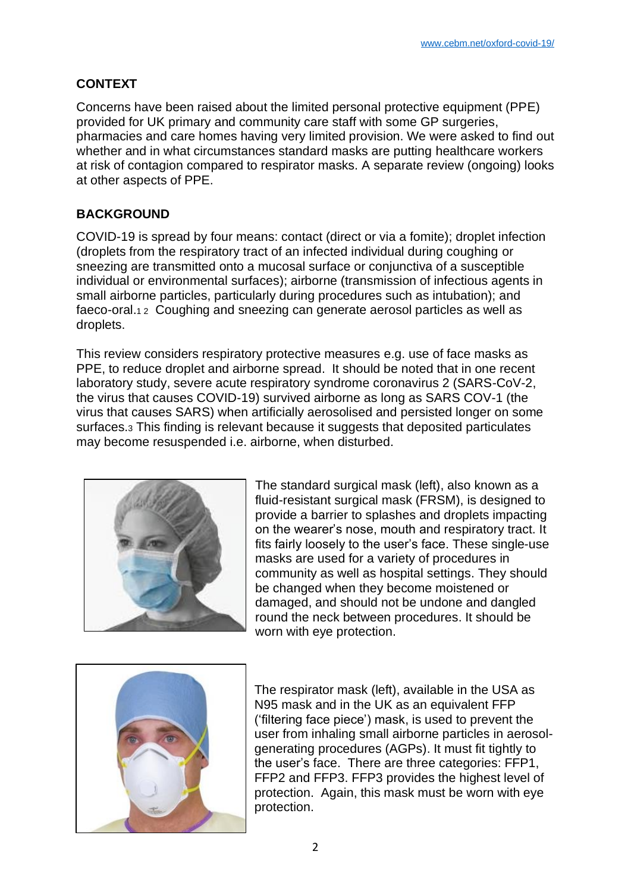## CONTEXT

Concerns have been raised about the limited personal protective equipment (PPE) provided for UK primary and community care staff with some GP surgeries, pharmacies and care homes having very limited provision. We were asked to find out whether and in what circumstances standard masks are putting healthcare workers at risk of contagion compared to respirator masks. A separate review (ongoing) looks at other aspects of PPE.

## BACKGROUND

COVID-19 is spread by four means: contact (direct or via a fomite); droplet infection (droplets from the respiratory tract of an infected individual during coughing or sneezing are transmitted onto a mucosal surface or conjunctiva of a susceptible individual or environmental surfaces); airborne (transmission of infectious agents in small airborne particles, particularly during procedures such as intubation); and faeco-oral.[1 2] Coughing and sneezing can generate aerosol particles as well as droplets.

This review considers respiratory protective measures e.g. use of face masks as PPE, to reduce droplet and airborne spread. It should be noted that in one recent laboratory study, severe acute respiratory syndrome coronavirus 2 (SARS-CoV-2, the virus that causes COVID-19) survived airborne as long as SARS COV-1 (the virus that causes SARS) when artificially aerosolised and persisted longer on some surfaces.[3] This finding is relevant because it suggests that deposited particulates may become resuspended i.e. airborne, when disturbed.

The standard surgical mask (left), also known as a fluid-resistant surgical mask (FRSM), is designed to provide a barrier to splashes and droplets impacting on the wearer's nose, mouth and respiratory tract. It fits fairly loosely to the user's face. These single-use masks are used for a variety of procedures in community as well as hospital settings. They should be changed when they become moistened or damaged, and should not be undone and dangled round the neck between procedures. It should be worn with eye protection.

The respirator mask (left), available in the USA as N95 mask and in the UK as an equivalent FFP ('filtering face piece') mask, is used to prevent the user from inhaling small airborne particles in aerosol-generating procedures (AGPs). It must fit tightly to the user's face. There are three categories: FFP1, FFP2 and FFP3. FFP3 provides the highest level of protection. Again, this mask must be worn with eye protection.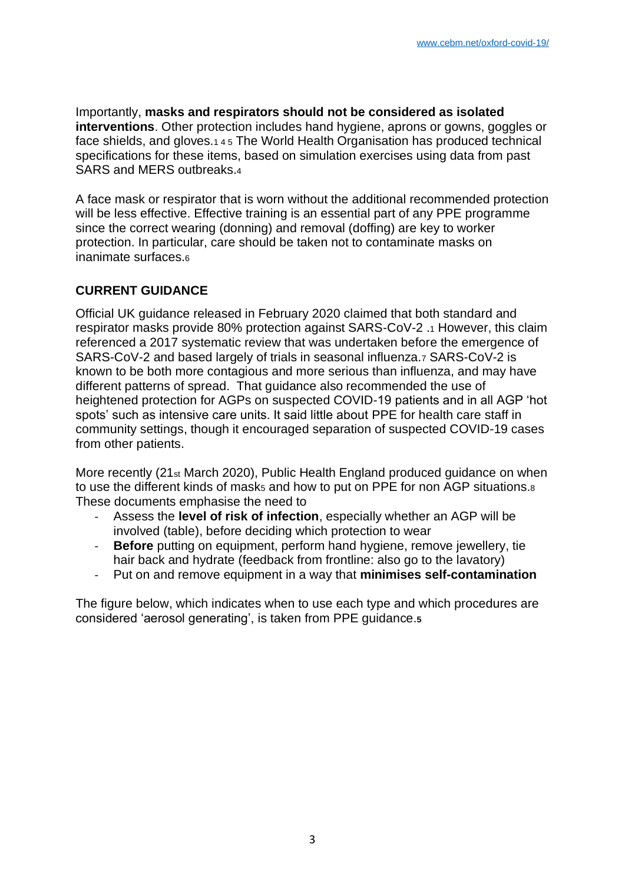Importantly, **masks and respirators should not be considered as isolated interventions**. Other protection includes hand hygiene, aprons or gowns, goggles or face shields, and gloves.[1 4 5] The World Health Organisation has produced technical specifications for these items, based on simulation exercises using data from past SARS and MERS outbreaks.[4]

A face mask or respirator that is worn without the additional recommended protection will be less effective. Effective training is an essential part of any PPE programme since the correct wearing (donning) and removal (doffing) are key to worker protection. In particular, care should be taken not to contaminate masks on inanimate surfaces.[6]

## CURRENT GUIDANCE

Official UK guidance released in February 2020 claimed that both standard and respirator masks provide 80% protection against SARS-CoV-2 .[1] However, this claim referenced a 2017 systematic review that was undertaken before the emergence of SARS-CoV-2 and based largely of trials in seasonal influenza.[7] SARS-CoV-2 is known to be both more contagious and more serious than influenza, and may have different patterns of spread. That guidance also recommended the use of heightened protection for AGPs on suspected COVID-19 patients and in all AGP 'hot spots' such as intensive care units. It said little about PPE for health care staff in community settings, though it encouraged separation of suspected COVID-19 cases from other patients.

More recently (21st March 2020), Public Health England produced guidance on when to use the different kinds of mask[5] and how to put on PPE for non AGP situations.[8] These documents emphasise the need to

- Assess the **level of risk of infection**, especially whether an AGP will be involved (table), before deciding which protection to wear
- **Before** putting on equipment, perform hand hygiene, remove jewellery, tie hair back and hydrate (feedback from frontline: also go to the lavatory)
- Put on and remove equipment in a way that **minimises self-contamination**

The figure below, which indicates when to use each type and which procedures are considered 'aerosol generating', is taken from PPE guidance.[5]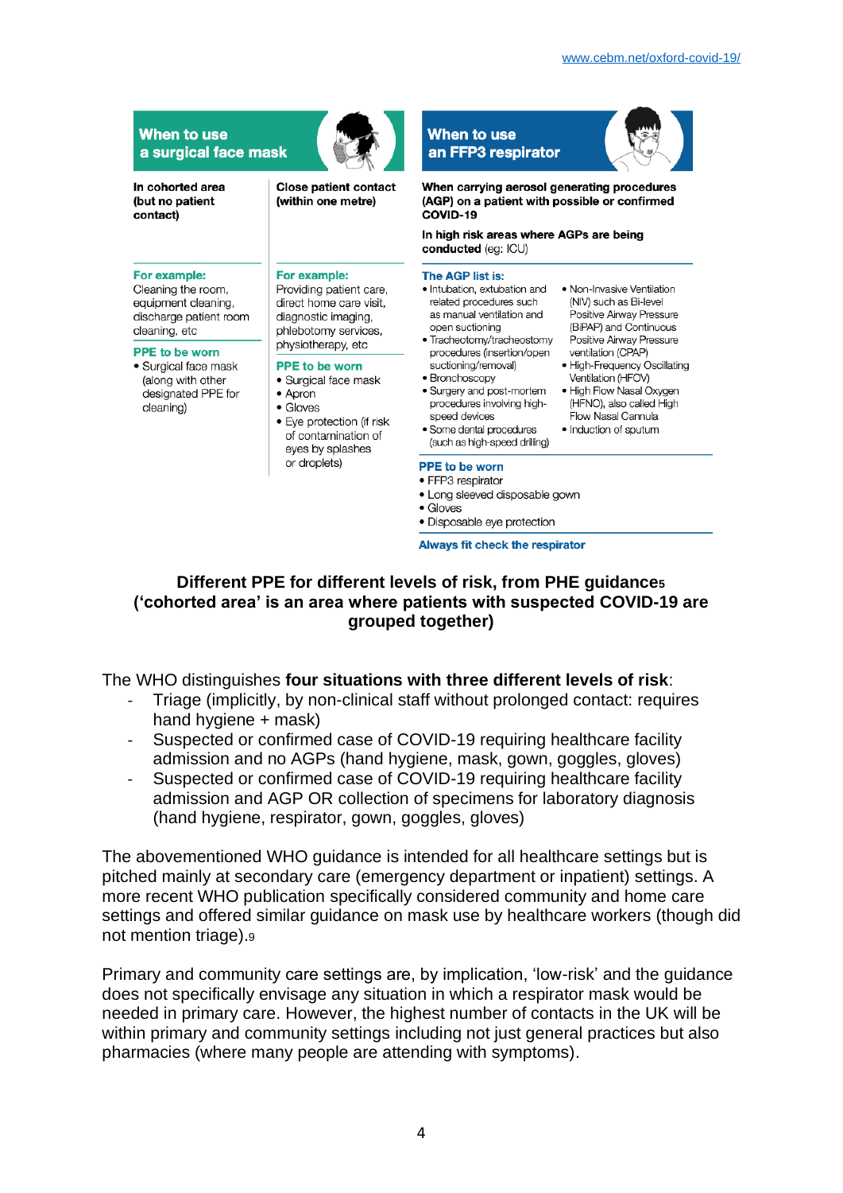## When to use a surgical face mask

**In cohorted area (but no patient contact)**

**For example:**
Cleaning the room, equipment cleaning, discharge patient room cleaning, etc

**PPE to be worn**

- Surgical face mask (along with other designated PPE for cleaning)

**Close patient contact (within one metre)**

**For example:**
Providing patient care, direct home care visit, diagnostic imaging, phlebotomy services, physiotherapy, etc

**PPE to be worn**

- Surgical face mask
- Apron
- Gloves
- Eye protection (if risk of contamination of eyes by splashes or droplets)

## When to use an FFP3 respirator

**When carrying aerosol generating procedures (AGP) on a patient with possible or confirmed COVID-19**

**In high risk areas where AGPs are being conducted** (eg: ICU)

**The AGP list is:**

- Intubation, extubation and related procedures such as manual ventilation and open suctioning
- Tracheotomy/tracheostomy procedures (insertion/open suctioning/removal)
- Bronchoscopy
- Surgery and post-mortem procedures involving high-speed devices
- Some dental procedures (such as high-speed drilling)
- Non-Invasive Ventilation (NIV) such as Bi-level Positive Airway Pressure (BiPAP) and Continuous Positive Airway Pressure ventilation (CPAP)
- High-Frequency Oscillating Ventilation (HFOV)
- High Flow Nasal Oxygen (HFNO), also called High Flow Nasal Cannula
- Induction of sputum

**PPE to be worn**

- FFP3 respirator
- Long sleeved disposable gown
- Gloves
- Disposable eye protection

**Always fit check the respirator**

**Different PPE for different levels of risk, from PHE guidance[5] ('cohorted area' is an area where patients with suspected COVID-19 are grouped together)**

The WHO distinguishes **four situations with three different levels of risk**:

- Triage (implicitly, by non-clinical staff without prolonged contact: requires hand hygiene + mask)
- Suspected or confirmed case of COVID-19 requiring healthcare facility admission and no AGPs (hand hygiene, mask, gown, goggles, gloves)
- Suspected or confirmed case of COVID-19 requiring healthcare facility admission and AGP OR collection of specimens for laboratory diagnosis (hand hygiene, respirator, gown, goggles, gloves)

The abovementioned WHO guidance is intended for all healthcare settings but is pitched mainly at secondary care (emergency department or inpatient) settings. A more recent WHO publication specifically considered community and home care settings and offered similar guidance on mask use by healthcare workers (though did not mention triage).[9]

Primary and community care settings are, by implication, 'low-risk' and the guidance does not specifically envisage any situation in which a respirator mask would be needed in primary care. However, the highest number of contacts in the UK will be within primary and community settings including not just general practices but also pharmacies (where many people are attending with symptoms).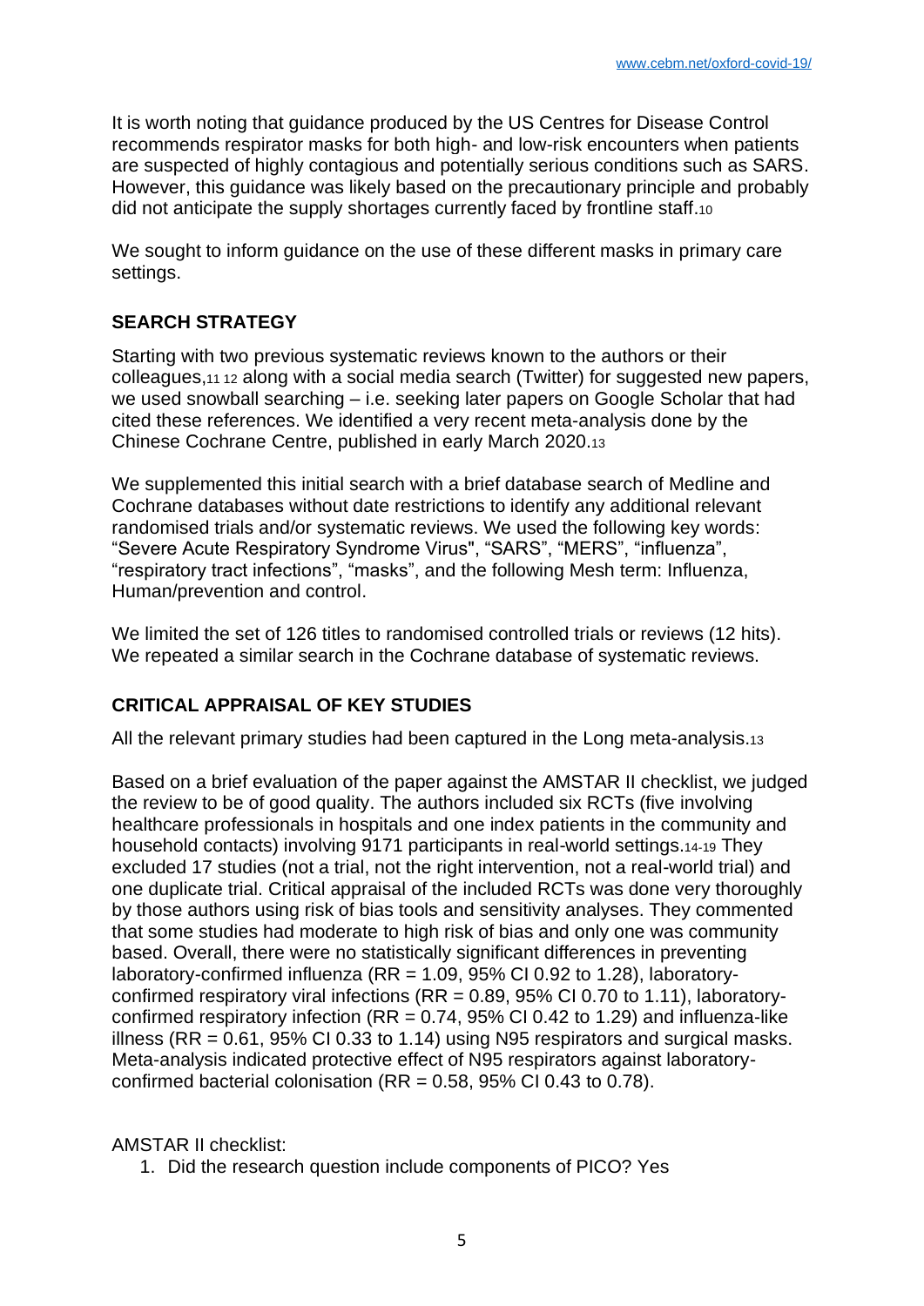It is worth noting that guidance produced by the US Centres for Disease Control recommends respirator masks for both high- and low-risk encounters when patients are suspected of highly contagious and potentially serious conditions such as SARS. However, this guidance was likely based on the precautionary principle and probably did not anticipate the supply shortages currently faced by frontline staff.[10]

We sought to inform guidance on the use of these different masks in primary care settings.

## SEARCH STRATEGY

Starting with two previous systematic reviews known to the authors or their colleagues,[11 12] along with a social media search (Twitter) for suggested new papers, we used snowball searching – i.e. seeking later papers on Google Scholar that had cited these references. We identified a very recent meta-analysis done by the Chinese Cochrane Centre, published in early March 2020.[13]

We supplemented this initial search with a brief database search of Medline and Cochrane databases without date restrictions to identify any additional relevant randomised trials and/or systematic reviews. We used the following key words: "Severe Acute Respiratory Syndrome Virus", "SARS", "MERS", "influenza", "respiratory tract infections", "masks", and the following Mesh term: Influenza, Human/prevention and control.

We limited the set of 126 titles to randomised controlled trials or reviews (12 hits). We repeated a similar search in the Cochrane database of systematic reviews.

## CRITICAL APPRAISAL OF KEY STUDIES

All the relevant primary studies had been captured in the Long meta-analysis.[13]

Based on a brief evaluation of the paper against the AMSTAR II checklist, we judged the review to be of good quality. The authors included six RCTs (five involving healthcare professionals in hospitals and one index patients in the community and household contacts) involving 9171 participants in real-world settings.[14-19] They excluded 17 studies (not a trial, not the right intervention, not a real-world trial) and one duplicate trial. Critical appraisal of the included RCTs was done very thoroughly by those authors using risk of bias tools and sensitivity analyses. They commented that some studies had moderate to high risk of bias and only one was community based. Overall, there were no statistically significant differences in preventing laboratory-confirmed influenza (RR = 1.09, 95% CI 0.92 to 1.28), laboratory-confirmed respiratory viral infections (RR = 0.89, 95% CI 0.70 to 1.11), laboratory-confirmed respiratory infection (RR = 0.74, 95% CI 0.42 to 1.29) and influenza-like illness (RR = 0.61, 95% CI 0.33 to 1.14) using N95 respirators and surgical masks. Meta-analysis indicated protective effect of N95 respirators against laboratory-confirmed bacterial colonisation (RR = 0.58, 95% CI 0.43 to 0.78).

AMSTAR II checklist:

1. Did the research question include components of PICO? Yes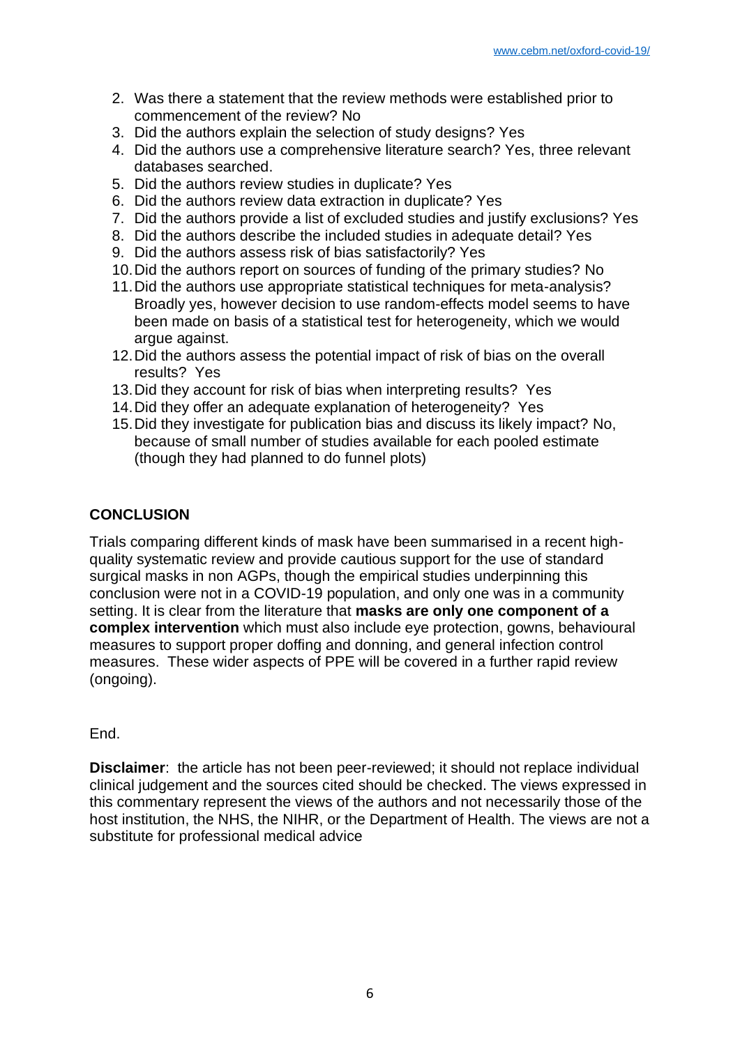2. Was there a statement that the review methods were established prior to commencement of the review? No
3. Did the authors explain the selection of study designs? Yes
4. Did the authors use a comprehensive literature search? Yes, three relevant databases searched.
5. Did the authors review studies in duplicate? Yes
6. Did the authors review data extraction in duplicate? Yes
7. Did the authors provide a list of excluded studies and justify exclusions? Yes
8. Did the authors describe the included studies in adequate detail? Yes
9. Did the authors assess risk of bias satisfactorily? Yes
10. Did the authors report on sources of funding of the primary studies? No
11. Did the authors use appropriate statistical techniques for meta-analysis? Broadly yes, however decision to use random-effects model seems to have been made on basis of a statistical test for heterogeneity, which we would argue against.
12. Did the authors assess the potential impact of risk of bias on the overall results? Yes
13. Did they account for risk of bias when interpreting results? Yes
14. Did they offer an adequate explanation of heterogeneity? Yes
15. Did they investigate for publication bias and discuss its likely impact? No, because of small number of studies available for each pooled estimate (though they had planned to do funnel plots)

## CONCLUSION

Trials comparing different kinds of mask have been summarised in a recent high-quality systematic review and provide cautious support for the use of standard surgical masks in non AGPs, though the empirical studies underpinning this conclusion were not in a COVID-19 population, and only one was in a community setting. It is clear from the literature that **masks are only one component of a complex intervention** which must also include eye protection, gowns, behavioural measures to support proper doffing and donning, and general infection control measures. These wider aspects of PPE will be covered in a further rapid review (ongoing).

End.

**Disclaimer**: the article has not been peer-reviewed; it should not replace individual clinical judgement and the sources cited should be checked. The views expressed in this commentary represent the views of the authors and not necessarily those of the host institution, the NHS, the NIHR, or the Department of Health. The views are not a substitute for professional medical advice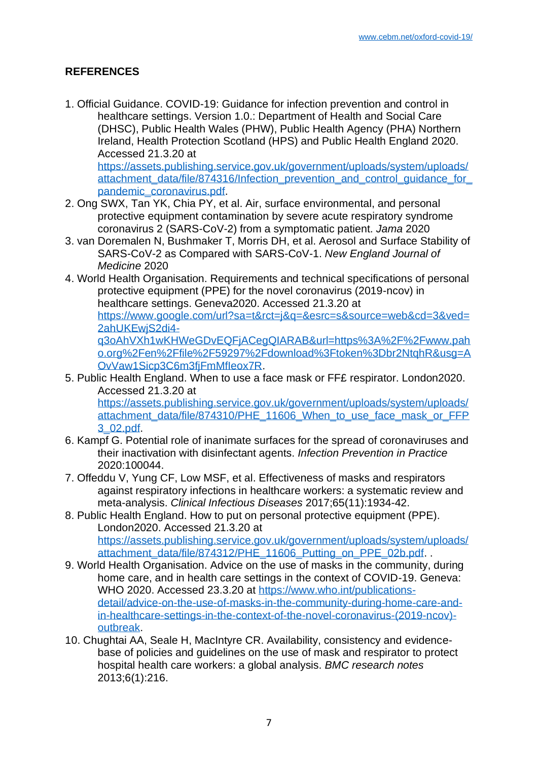## REFERENCES

1. Official Guidance. COVID-19: Guidance for infection prevention and control in healthcare settings. Version 1.0.: Department of Health and Social Care (DHSC), Public Health Wales (PHW), Public Health Agency (PHA) Northern Ireland, Health Protection Scotland (HPS) and Public Health England 2020. Accessed 21.3.20 at https://assets.publishing.service.gov.uk/government/uploads/system/uploads/attachment_data/file/874316/Infection_prevention_and_control_guidance_for_pandemic_coronavirus.pdf.
2. Ong SWX, Tan YK, Chia PY, et al. Air, surface environmental, and personal protective equipment contamination by severe acute respiratory syndrome coronavirus 2 (SARS-CoV-2) from a symptomatic patient. *Jama* 2020
3. van Doremalen N, Bushmaker T, Morris DH, et al. Aerosol and Surface Stability of SARS-CoV-2 as Compared with SARS-CoV-1. *New England Journal of Medicine* 2020
4. World Health Organisation. Requirements and technical specifications of personal protective equipment (PPE) for the novel coronavirus (2019-ncov) in healthcare settings. Geneva2020. Accessed 21.3.20 at https://www.google.com/url?sa=t&rct=j&q=&esrc=s&source=web&cd=3&ved=2ahUKEwjS2di4-q3oAhVXh1wKHWeGDvEQFjACegQIARAB&url=https%3A%2F%2Fwww.paho.org%2Fen%2Ffile%2F59297%2Fdownload%3Ftoken%3Dbr2NtqhR&usg=AOvVaw1Sicp3C6m3fjFmMfleox7R.
5. Public Health England. When to use a face mask or FF£ respirator. London2020. Accessed 21.3.20 at https://assets.publishing.service.gov.uk/government/uploads/system/uploads/attachment_data/file/874310/PHE_11606_When_to_use_face_mask_or_FFP3_02.pdf.
6. Kampf G. Potential role of inanimate surfaces for the spread of coronaviruses and their inactivation with disinfectant agents. *Infection Prevention in Practice* 2020:100044.
7. Offeddu V, Yung CF, Low MSF, et al. Effectiveness of masks and respirators against respiratory infections in healthcare workers: a systematic review and meta-analysis. *Clinical Infectious Diseases* 2017;65(11):1934-42.
8. Public Health England. How to put on personal protective equipment (PPE). London2020. Accessed 21.3.20 at https://assets.publishing.service.gov.uk/government/uploads/system/uploads/attachment_data/file/874312/PHE_11606_Putting_on_PPE_02b.pdf. .
9. World Health Organisation. Advice on the use of masks in the community, during home care, and in health care settings in the context of COVID-19. Geneva: WHO 2020. Accessed 23.3.20 at https://www.who.int/publications-detail/advice-on-the-use-of-masks-in-the-community-during-home-care-and-in-healthcare-settings-in-the-context-of-the-novel-coronavirus-(2019-ncov)-outbreak.
10. Chughtai AA, Seale H, MacIntyre CR. Availability, consistency and evidence-base of policies and guidelines on the use of mask and respirator to protect hospital health care workers: a global analysis. *BMC research notes* 2013;6(1):216.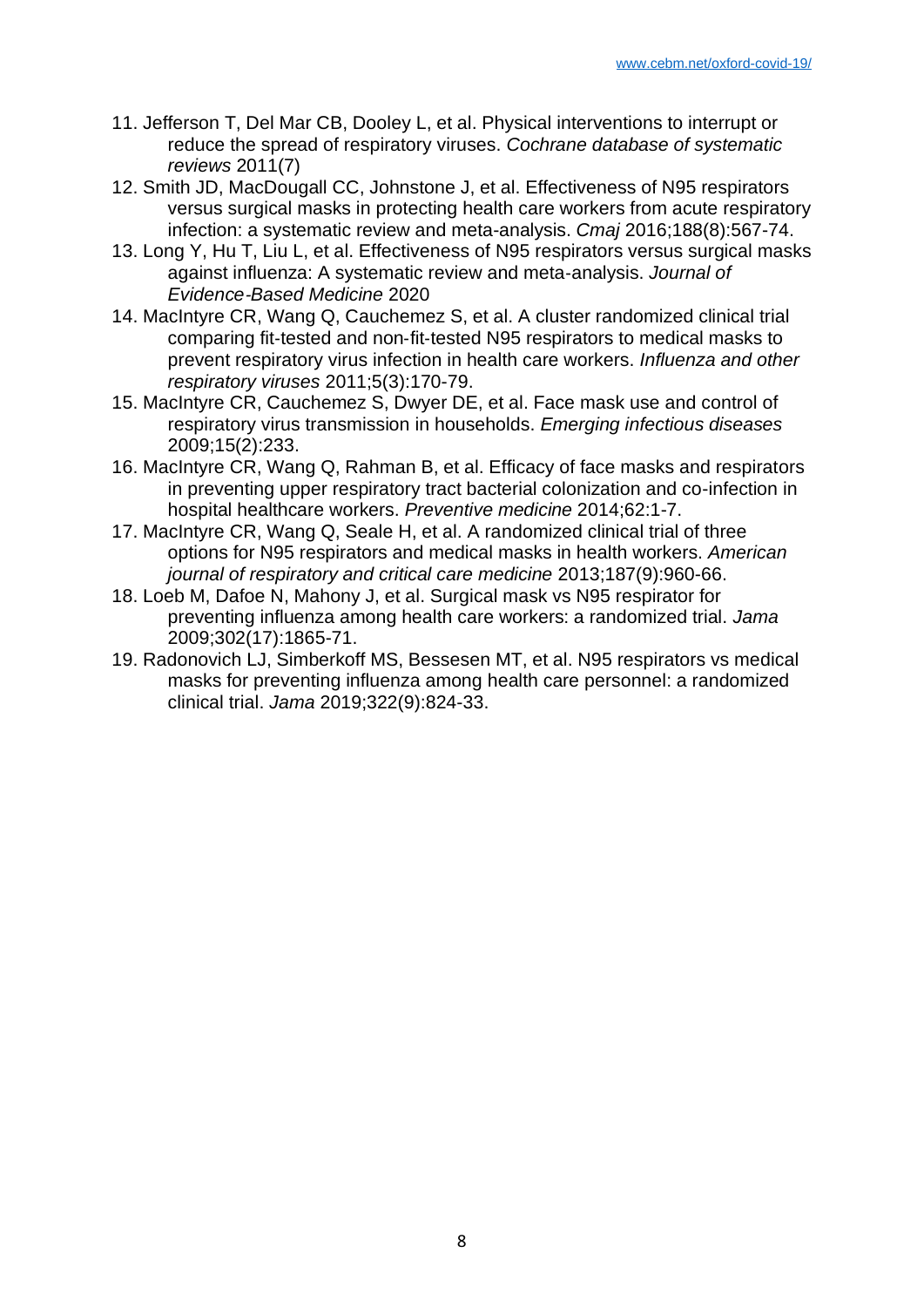11. Jefferson T, Del Mar CB, Dooley L, et al. Physical interventions to interrupt or reduce the spread of respiratory viruses. *Cochrane database of systematic reviews* 2011(7)
12. Smith JD, MacDougall CC, Johnstone J, et al. Effectiveness of N95 respirators versus surgical masks in protecting health care workers from acute respiratory infection: a systematic review and meta-analysis. *Cmaj* 2016;188(8):567-74.
13. Long Y, Hu T, Liu L, et al. Effectiveness of N95 respirators versus surgical masks against influenza: A systematic review and meta-analysis. *Journal of Evidence-Based Medicine* 2020
14. MacIntyre CR, Wang Q, Cauchemez S, et al. A cluster randomized clinical trial comparing fit-tested and non-fit-tested N95 respirators to medical masks to prevent respiratory virus infection in health care workers. *Influenza and other respiratory viruses* 2011;5(3):170-79.
15. MacIntyre CR, Cauchemez S, Dwyer DE, et al. Face mask use and control of respiratory virus transmission in households. *Emerging infectious diseases* 2009;15(2):233.
16. MacIntyre CR, Wang Q, Rahman B, et al. Efficacy of face masks and respirators in preventing upper respiratory tract bacterial colonization and co-infection in hospital healthcare workers. *Preventive medicine* 2014;62:1-7.
17. MacIntyre CR, Wang Q, Seale H, et al. A randomized clinical trial of three options for N95 respirators and medical masks in health workers. *American journal of respiratory and critical care medicine* 2013;187(9):960-66.
18. Loeb M, Dafoe N, Mahony J, et al. Surgical mask vs N95 respirator for preventing influenza among health care workers: a randomized trial. *Jama* 2009;302(17):1865-71.
19. Radonovich LJ, Simberkoff MS, Bessesen MT, et al. N95 respirators vs medical masks for preventing influenza among health care personnel: a randomized clinical trial. *Jama* 2019;322(9):824-33.